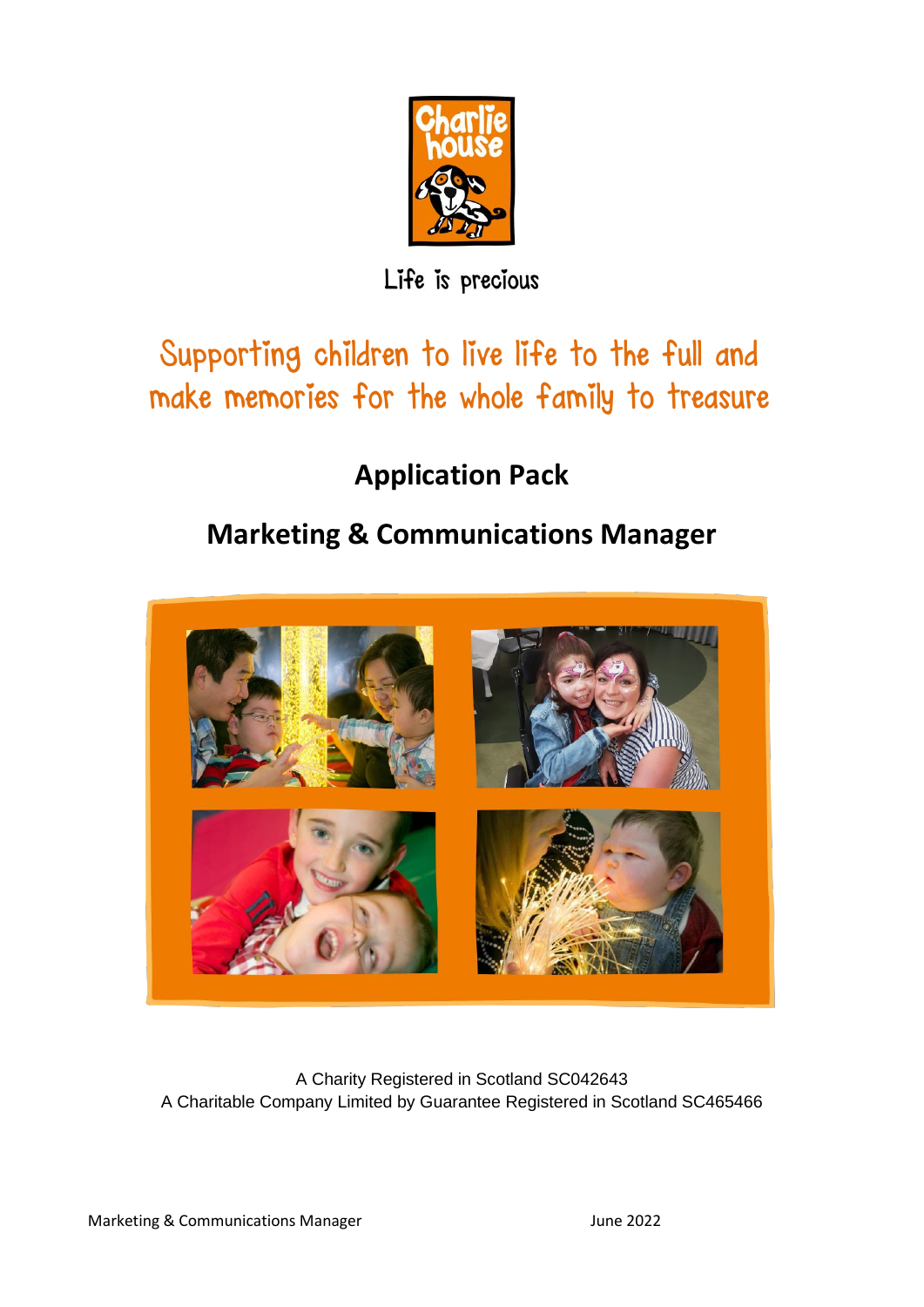Charlie house

Life is precious

Supporting children to live life to the full and make memories for the whole family to treasure

# Application Pack

## Marketing & Communications Manager

A Charity Registered in Scotland SC042643
A Charitable Company Limited by Guarantee Registered in Scotland SC465466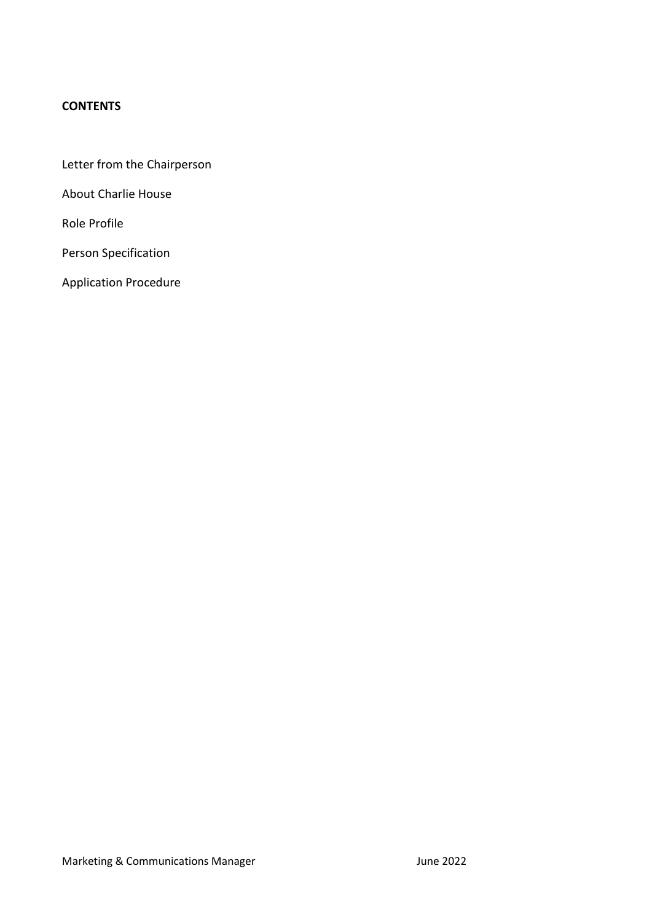**CONTENTS**

Letter from the Chairperson

About Charlie House

Role Profile

Person Specification

Application Procedure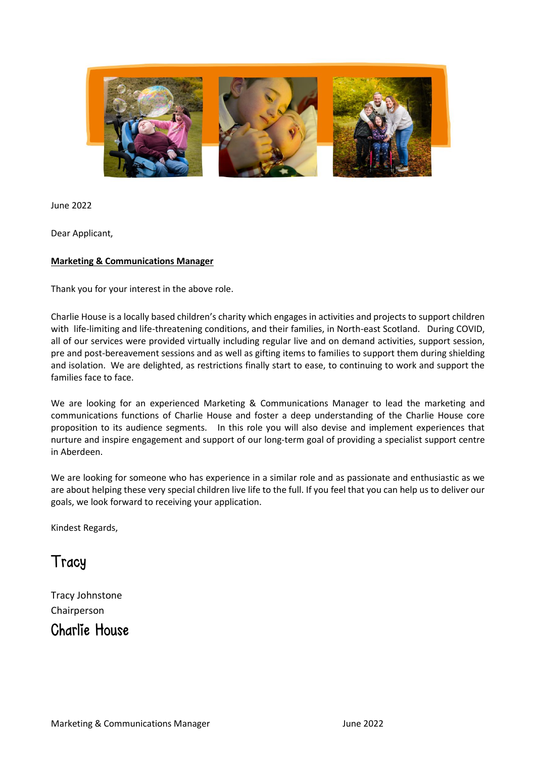June 2022

Dear Applicant,

**Marketing & Communications Manager**

Thank you for your interest in the above role.

Charlie House is a locally based children's charity which engages in activities and projects to support children with life-limiting and life-threatening conditions, and their families, in North-east Scotland. During COVID, all of our services were provided virtually including regular live and on demand activities, support session, pre and post-bereavement sessions and as well as gifting items to families to support them during shielding and isolation. We are delighted, as restrictions finally start to ease, to continuing to work and support the families face to face.

We are looking for an experienced Marketing & Communications Manager to lead the marketing and communications functions of Charlie House and foster a deep understanding of the Charlie House core proposition to its audience segments. In this role you will also devise and implement experiences that nurture and inspire engagement and support of our long-term goal of providing a specialist support centre in Aberdeen.

We are looking for someone who has experience in a similar role and as passionate and enthusiastic as we are about helping these very special children live life to the full. If you feel that you can help us to deliver our goals, we look forward to receiving your application.

Kindest Regards,

Tracy

Tracy Johnstone
Chairperson
Charlie House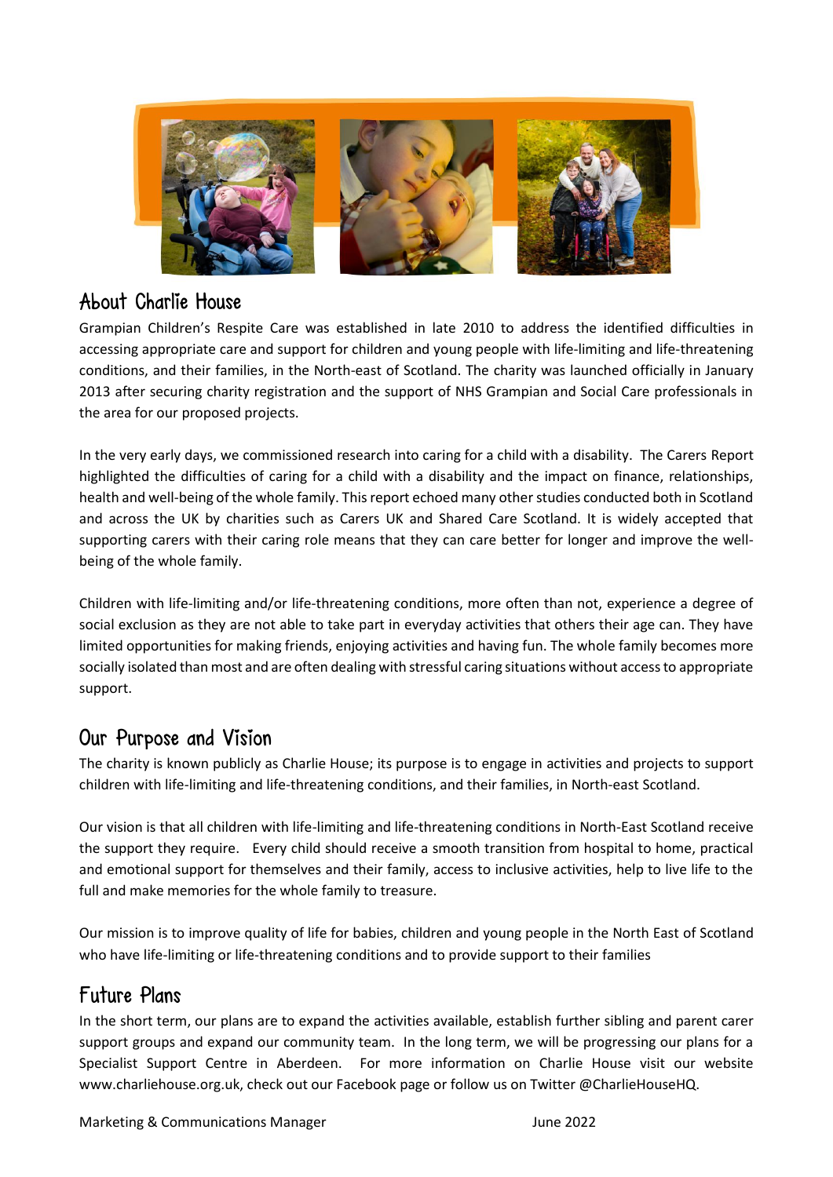## About Charlie House

Grampian Children's Respite Care was established in late 2010 to address the identified difficulties in accessing appropriate care and support for children and young people with life-limiting and life-threatening conditions, and their families, in the North-east of Scotland. The charity was launched officially in January 2013 after securing charity registration and the support of NHS Grampian and Social Care professionals in the area for our proposed projects.

In the very early days, we commissioned research into caring for a child with a disability. The Carers Report highlighted the difficulties of caring for a child with a disability and the impact on finance, relationships, health and well-being of the whole family. This report echoed many other studies conducted both in Scotland and across the UK by charities such as Carers UK and Shared Care Scotland. It is widely accepted that supporting carers with their caring role means that they can care better for longer and improve the well-being of the whole family.

Children with life-limiting and/or life-threatening conditions, more often than not, experience a degree of social exclusion as they are not able to take part in everyday activities that others their age can. They have limited opportunities for making friends, enjoying activities and having fun. The whole family becomes more socially isolated than most and are often dealing with stressful caring situations without access to appropriate support.

## Our Purpose and Vision

The charity is known publicly as Charlie House; its purpose is to engage in activities and projects to support children with life-limiting and life-threatening conditions, and their families, in North-east Scotland.

Our vision is that all children with life-limiting and life-threatening conditions in North-East Scotland receive the support they require. Every child should receive a smooth transition from hospital to home, practical and emotional support for themselves and their family, access to inclusive activities, help to live life to the full and make memories for the whole family to treasure.

Our mission is to improve quality of life for babies, children and young people in the North East of Scotland who have life-limiting or life-threatening conditions and to provide support to their families

## Future Plans

In the short term, our plans are to expand the activities available, establish further sibling and parent carer support groups and expand our community team. In the long term, we will be progressing our plans for a Specialist Support Centre in Aberdeen. For more information on Charlie House visit our website www.charliehouse.org.uk, check out our Facebook page or follow us on Twitter @CharlieHouseHQ.

Marketing & Communications Manager June 2022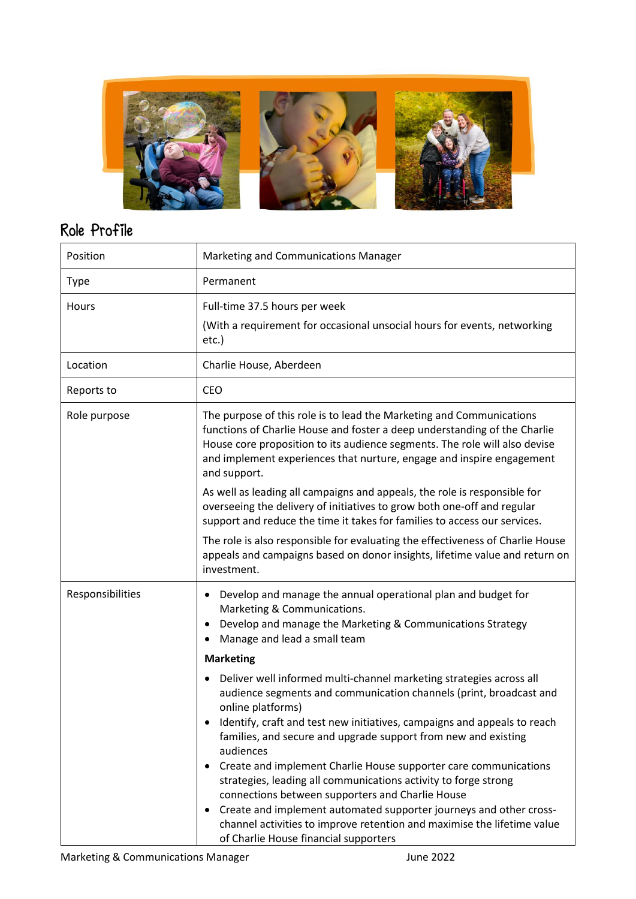## Role Profile

| | |
|---|---|
| Position | Marketing and Communications Manager |
| Type | Permanent |
| Hours | Full-time 37.5 hours per week<br><br>(With a requirement for occasional unsocial hours for events, networking etc.) |
| Location | Charlie House, Aberdeen |
| Reports to | CEO |
| Role purpose | The purpose of this role is to lead the Marketing and Communications functions of Charlie House and foster a deep understanding of the Charlie House core proposition to its audience segments. The role will also devise and implement experiences that nurture, engage and inspire engagement and support.<br><br>As well as leading all campaigns and appeals, the role is responsible for overseeing the delivery of initiatives to grow both one-off and regular support and reduce the time it takes for families to access our services.<br><br>The role is also responsible for evaluating the effectiveness of Charlie House appeals and campaigns based on donor insights, lifetime value and return on investment. |
| Responsibilities | • Develop and manage the annual operational plan and budget for Marketing & Communications.<br>• Develop and manage the Marketing & Communications Strategy<br>• Manage and lead a small team<br><br>**Marketing**<br><br>• Deliver well informed multi-channel marketing strategies across all audience segments and communication channels (print, broadcast and online platforms)<br>• Identify, craft and test new initiatives, campaigns and appeals to reach families, and secure and upgrade support from new and existing audiences<br>• Create and implement Charlie House supporter care communications strategies, leading all communications activity to forge strong connections between supporters and Charlie House<br>• Create and implement automated supporter journeys and other cross-channel activities to improve retention and maximise the lifetime value of Charlie House financial supporters |

Marketing & Communications Manager June 2022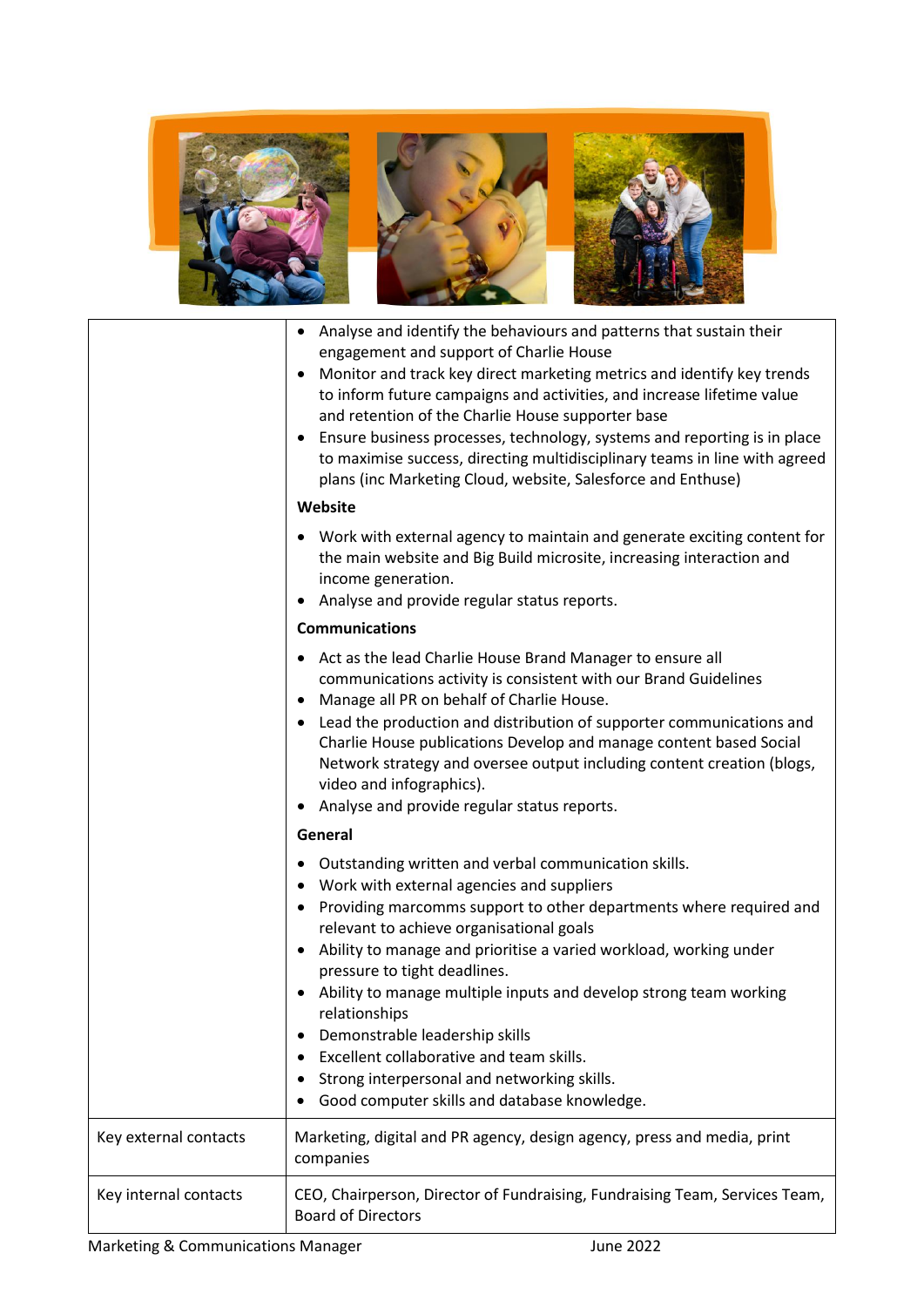| | |
|---|---|
| | • Analyse and identify the behaviours and patterns that sustain their engagement and support of Charlie House<br>• Monitor and track key direct marketing metrics and identify key trends to inform future campaigns and activities, and increase lifetime value and retention of the Charlie House supporter base<br>• Ensure business processes, technology, systems and reporting is in place to maximise success, directing multidisciplinary teams in line with agreed plans (inc Marketing Cloud, website, Salesforce and Enthuse)<br>**Website**<br>• Work with external agency to maintain and generate exciting content for the main website and Big Build microsite, increasing interaction and income generation.<br>• Analyse and provide regular status reports.<br>**Communications**<br>• Act as the lead Charlie House Brand Manager to ensure all communications activity is consistent with our Brand Guidelines<br>• Manage all PR on behalf of Charlie House.<br>• Lead the production and distribution of supporter communications and Charlie House publications Develop and manage content based Social Network strategy and oversee output including content creation (blogs, video and infographics).<br>• Analyse and provide regular status reports.<br>**General**<br>• Outstanding written and verbal communication skills.<br>• Work with external agencies and suppliers<br>• Providing marcomms support to other departments where required and relevant to achieve organisational goals<br>• Ability to manage and prioritise a varied workload, working under pressure to tight deadlines.<br>• Ability to manage multiple inputs and develop strong team working relationships<br>• Demonstrable leadership skills<br>• Excellent collaborative and team skills.<br>• Strong interpersonal and networking skills.<br>• Good computer skills and database knowledge. |
| Key external contacts | Marketing, digital and PR agency, design agency, press and media, print companies |
| Key internal contacts | CEO, Chairperson, Director of Fundraising, Fundraising Team, Services Team, Board of Directors |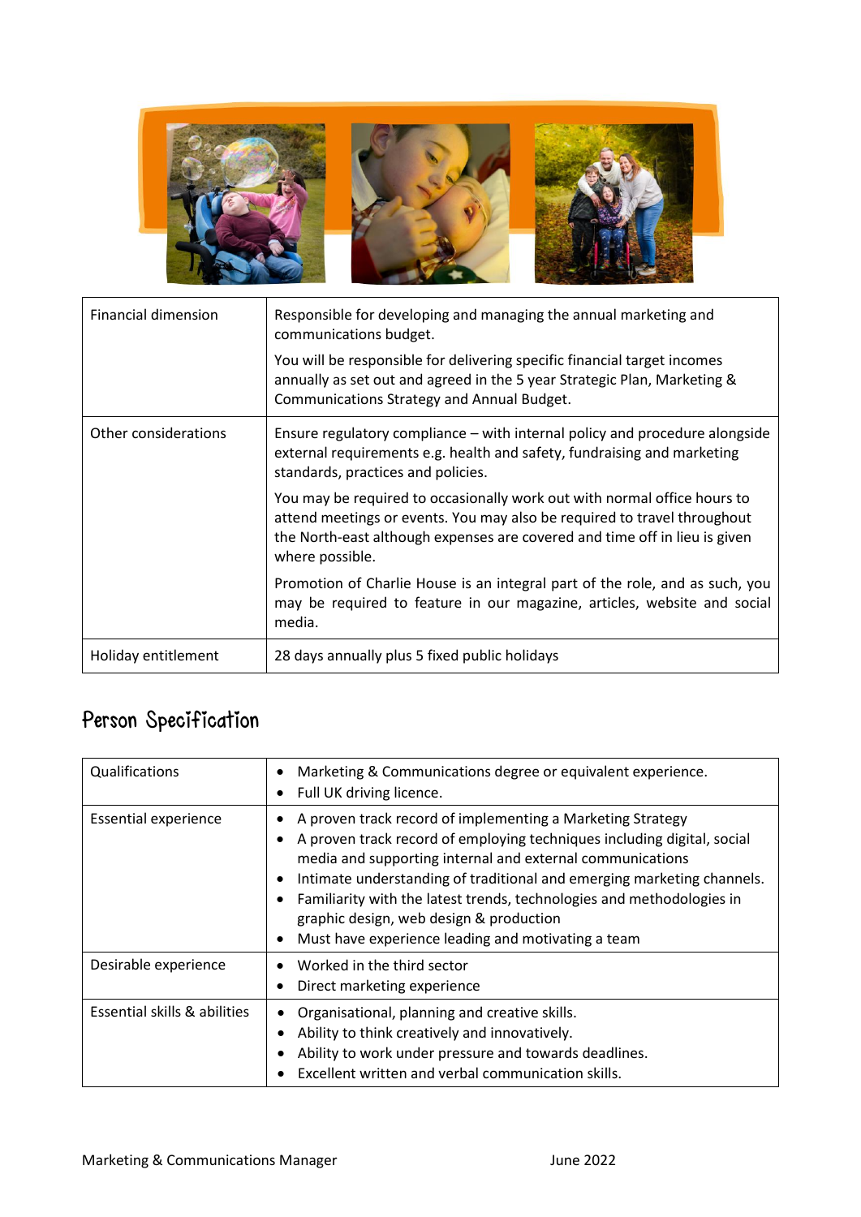| | |
|---|---|
| Financial dimension | Responsible for developing and managing the annual marketing and communications budget.<br><br>You will be responsible for delivering specific financial target incomes annually as set out and agreed in the 5 year Strategic Plan, Marketing & Communications Strategy and Annual Budget. |
| Other considerations | Ensure regulatory compliance – with internal policy and procedure alongside external requirements e.g. health and safety, fundraising and marketing standards, practices and policies.<br><br>You may be required to occasionally work out with normal office hours to attend meetings or events. You may also be required to travel throughout the North-east although expenses are covered and time off in lieu is given where possible.<br><br>Promotion of Charlie House is an integral part of the role, and as such, you may be required to feature in our magazine, articles, website and social media. |
| Holiday entitlement | 28 days annually plus 5 fixed public holidays |

## Person Specification

| | |
|---|---|
| Qualifications | • Marketing & Communications degree or equivalent experience.<br>• Full UK driving licence. |
| Essential experience | • A proven track record of implementing a Marketing Strategy<br>• A proven track record of employing techniques including digital, social media and supporting internal and external communications<br>• Intimate understanding of traditional and emerging marketing channels.<br>• Familiarity with the latest trends, technologies and methodologies in graphic design, web design & production<br>• Must have experience leading and motivating a team |
| Desirable experience | • Worked in the third sector<br>• Direct marketing experience |
| Essential skills & abilities | • Organisational, planning and creative skills.<br>• Ability to think creatively and innovatively.<br>• Ability to work under pressure and towards deadlines.<br>• Excellent written and verbal communication skills. |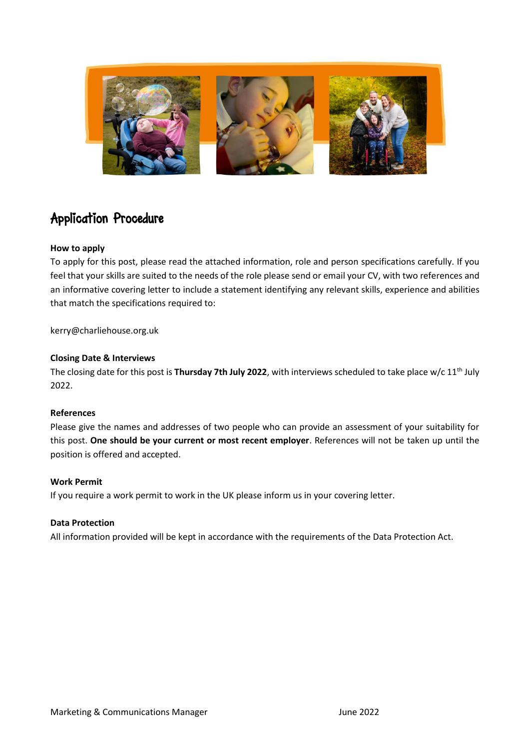# Application Procedure

**How to apply**

To apply for this post, please read the attached information, role and person specifications carefully. If you feel that your skills are suited to the needs of the role please send or email your CV, with two references and an informative covering letter to include a statement identifying any relevant skills, experience and abilities that match the specifications required to:

kerry@charliehouse.org.uk

**Closing Date & Interviews**

The closing date for this post is **Thursday 7th July 2022**, with interviews scheduled to take place w/c 11th July 2022.

**References**

Please give the names and addresses of two people who can provide an assessment of your suitability for this post. **One should be your current or most recent employer**. References will not be taken up until the position is offered and accepted.

**Work Permit**

If you require a work permit to work in the UK please inform us in your covering letter.

**Data Protection**

All information provided will be kept in accordance with the requirements of the Data Protection Act.